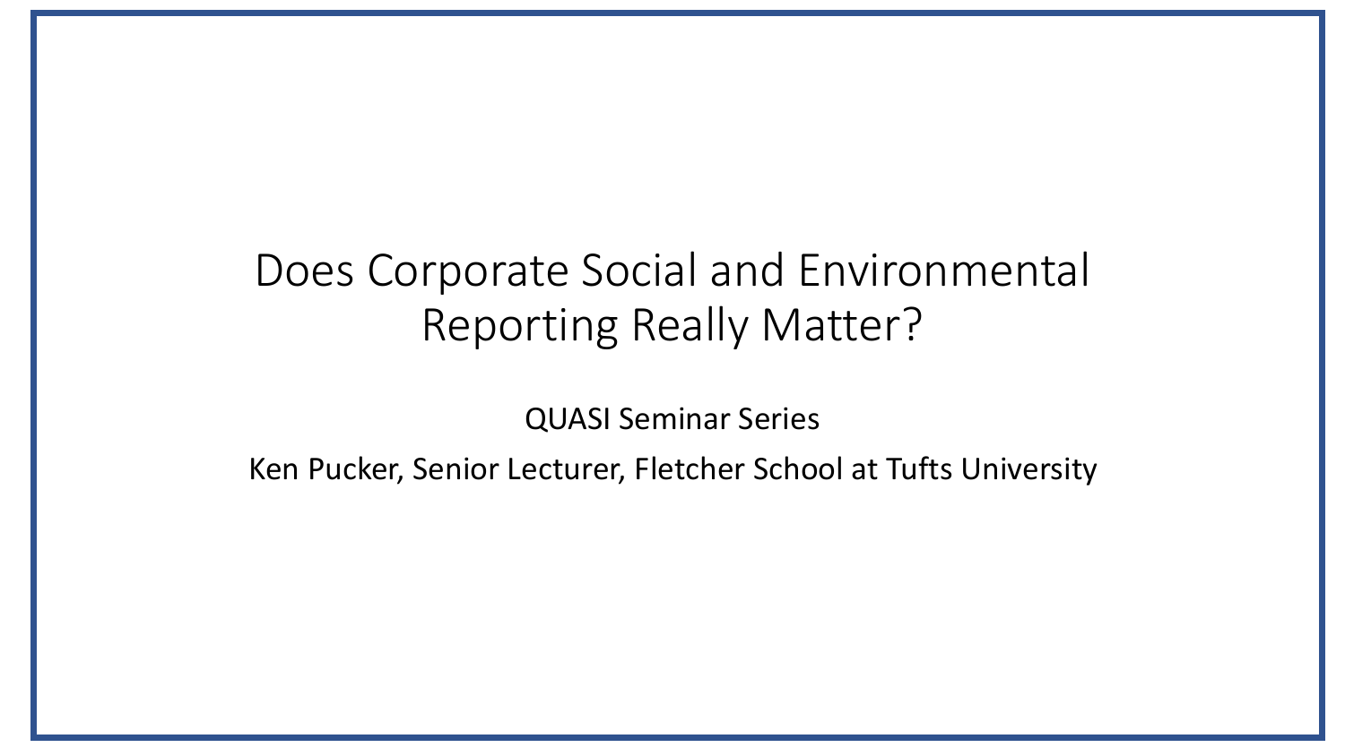# Does Corporate Social and Environmental Reporting Really Matter?

QUASI Seminar Series

Ken Pucker, Senior Lecturer, Fletcher School at Tufts University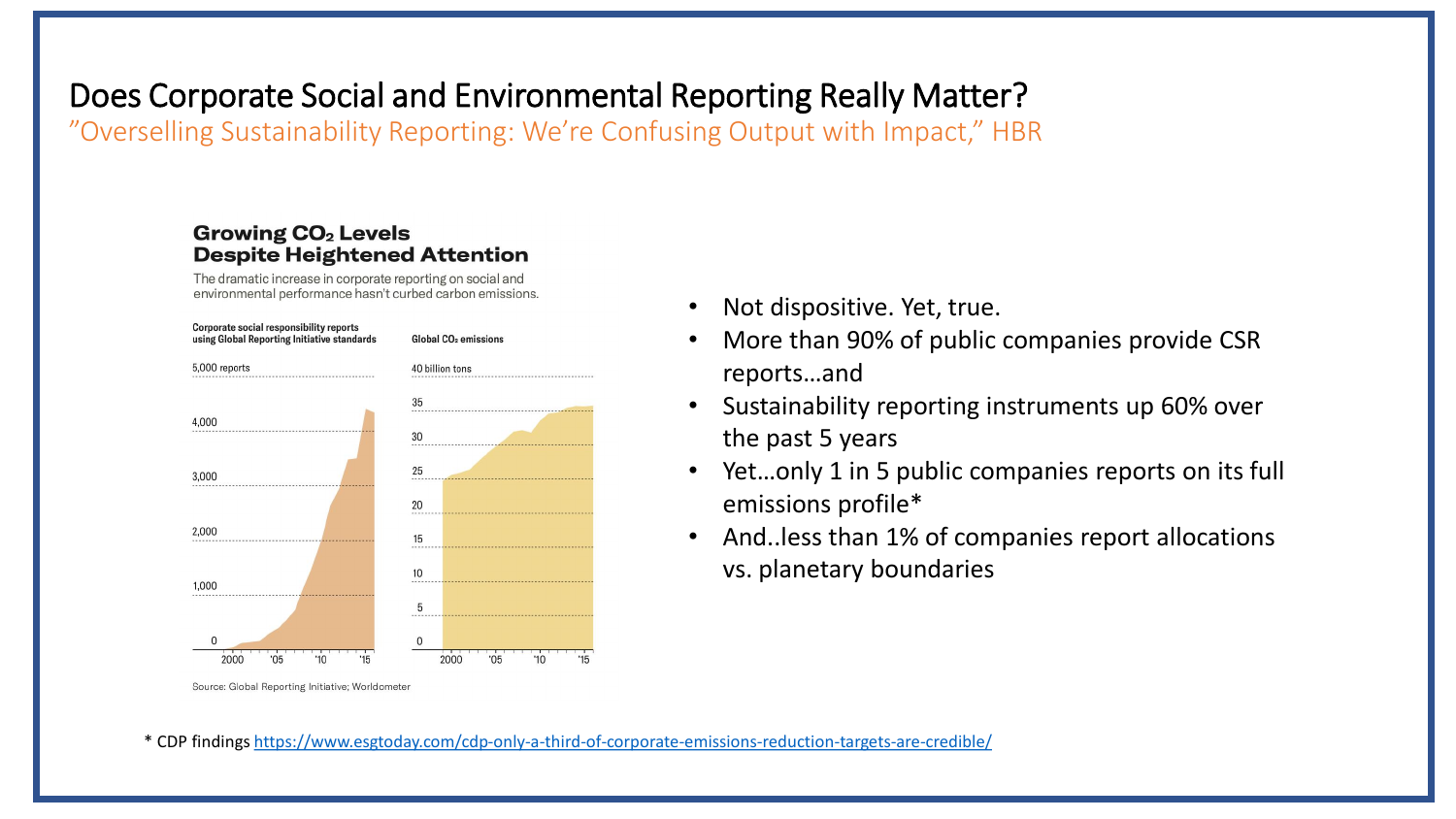# Does Corporate Social and Environmental Reporting Really Matter?

"Overselling Sustainability Reporting: We're Confusing Output with Impact," HBR

**Growing $CO_2$ Levels Despite Heightened Attention**

The dramatic increase in corporate reporting on social and environmental performance hasn't curbed carbon emissions.

Corporate social responsibility reports using Global Reporting Initiative standards

Global $CO_2$ emissions

Source: Global Reporting Initiative; Worldometer

- Not dispositive. Yet, true.
- More than 90% of public companies provide CSR reports…and
- Sustainability reporting instruments up 60% over the past 5 years
- Yet…only 1 in 5 public companies reports on its full emissions profile*
- And..less than 1% of companies report allocations vs. planetary boundaries

* CDP findings https://www.esgtoday.com/cdp-only-a-third-of-corporate-emissions-reduction-targets-are-credible/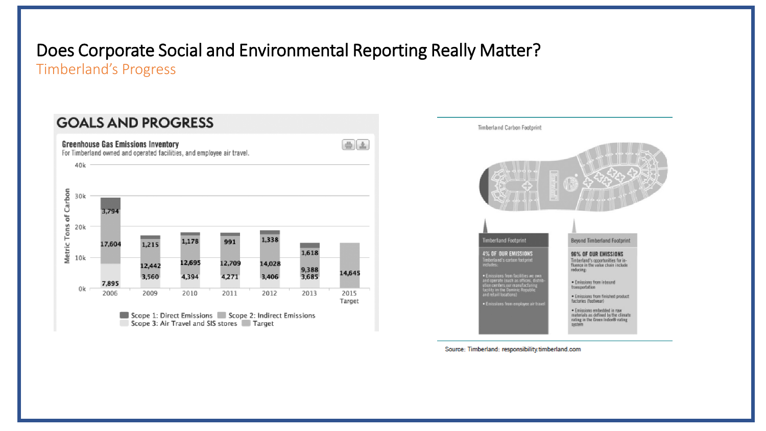# Does Corporate Social and Environmental Reporting Really Matter?

## Timberland's Progress

### GOALS AND PROGRESS

**Greenhouse Gas Emissions Inventory**

For Timberland owned and operated facilities, and employee air travel.

Metric Tons of Carbon

| Year | Scope 1: Direct Emissions | Scope 2: Indirect Emissions | Scope 3: Air Travel and SIS stores | Target |
|---|---|---|---|---|
| 2006 | 3,794 | 17,604 | 7,895 | |
| 2009 | 1,215 | 12,442 | 3,560 | |
| 2010 | 1,178 | 12,695 | 4,394 | |
| 2011 | 991 | 12,709 | 4,271 | |
| 2012 | 1,338 | 14,028 | 3,406 | |
| 2013 | 1,618 | 9,388 | 3,685 | |
| 2015 Target | | | | 14,645 |

Timberland Carbon Footprint

**Timberland Footprint**

4% OF OUR EMISSIONS

Timberland's carbon footprint includes:

- Emissions from facilities we own and operate (such as offices, distribution centers, our manufacturing facility in the Dominic Republic and retail locations)
- Emissions from employee air travel

**Beyond Timberland Footprint**

96% OF OUR EMISSIONS

Timberland's opportunities for influence in the value chain include reducing:

- Emissions from inbound transportation
- Emissions from finished product factories (footwear)
- Emissions embedded in raw materials as defined by the climate rating in the Green Index® rating system

Source: Timberland: responsibility.timberland.com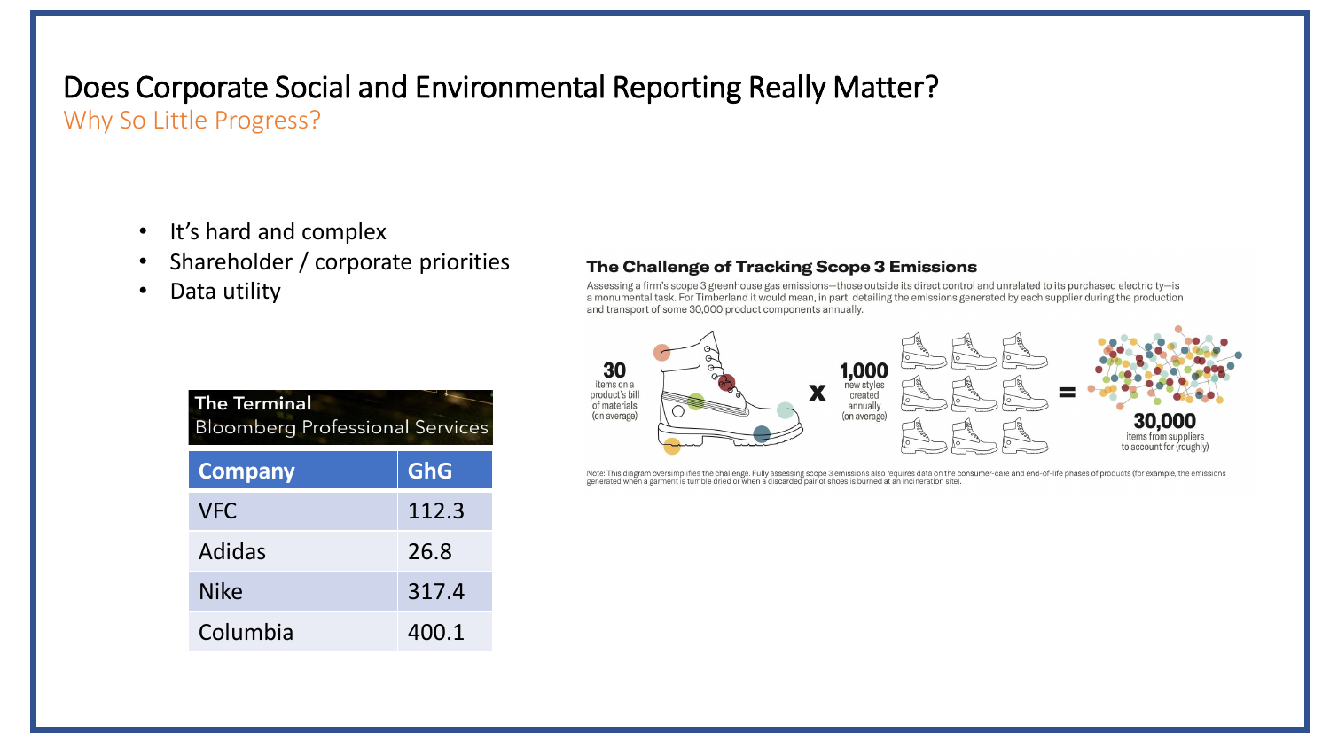# Does Corporate Social and Environmental Reporting Really Matter?

## Why So Little Progress?

- It's hard and complex
- Shareholder / corporate priorities
- Data utility

**The Terminal**
Bloomberg Professional Services

| Company | GhG |
|---|---|
| VFC | 112.3 |
| Adidas | 26.8 |
| Nike | 317.4 |
| Columbia | 400.1 |

### The Challenge of Tracking Scope 3 Emissions

Assessing a firm's scope 3 greenhouse gas emissions—those outside its direct control and unrelated to its purchased electricity—is a monumental task. For Timberland it would mean, in part, detailing the emissions generated by each supplier during the production and transport of some 30,000 product components annually.

**30** items on a product's bill of materials (on average) **x** **1,000** new styles created annually (on average) **=** **30,000** items from suppliers to account for (roughly)

Note: This diagram oversimplifies the challenge. Fully assessing scope 3 emissions also requires data on the consumer-care and end-of-life phases of products (for example, the emissions generated when a garment is tumble dried or when a discarded pair of shoes is burned at an incineration site).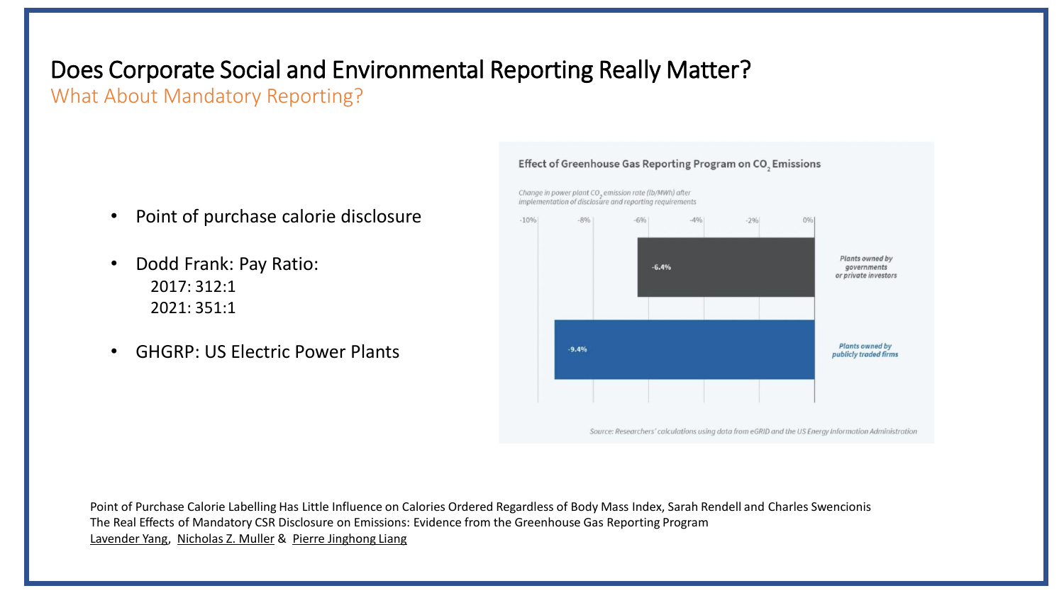# Does Corporate Social and Environmental Reporting Really Matter?

## What About Mandatory Reporting?

- Point of purchase calorie disclosure
- Dodd Frank: Pay Ratio:
  - 2017: 312:1
  - 2021: 351:1
- GHGRP: US Electric Power Plants

**Effect of Greenhouse Gas Reporting Program on $CO_2$ Emissions**

*Change in power plant $CO_2$ emission rate (lb/MWh) after implementation of disclosure and reporting requirements*

| Ownership | Change |
|---|---|
| Plants owned by governments or private investors | -6.4% |
| Plants owned by publicly traded firms | -9.4% |

*Source: Researchers' calculations using data from eGRID and the US Energy Information Administration*

Point of Purchase Calorie Labelling Has Little Influence on Calories Ordered Regardless of Body Mass Index, Sarah Rendell and Charles Swencionis

The Real Effects of Mandatory CSR Disclosure on Emissions: Evidence from the Greenhouse Gas Reporting Program

Lavender Yang, Nicholas Z. Muller & Pierre Jinghong Liang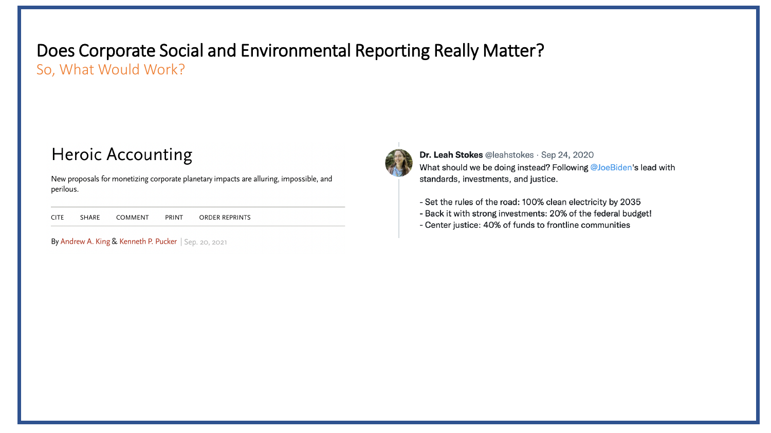# Does Corporate Social and Environmental Reporting Really Matter?

## So, What Would Work?

### Heroic Accounting

New proposals for monetizing corporate planetary impacts are alluring, impossible, and perilous.

CITE SHARE COMMENT PRINT ORDER REPRINTS

By Andrew A. King & Kenneth P. Pucker | Sep. 20, 2021

**Dr. Leah Stokes** @leahstokes · Sep 24, 2020

What should we be doing instead? Following @JoeBiden's lead with standards, investments, and justice.

- Set the rules of the road: 100% clean electricity by 2035
- Back it with strong investments: 20% of the federal budget!
- Center justice: 40% of funds to frontline communities